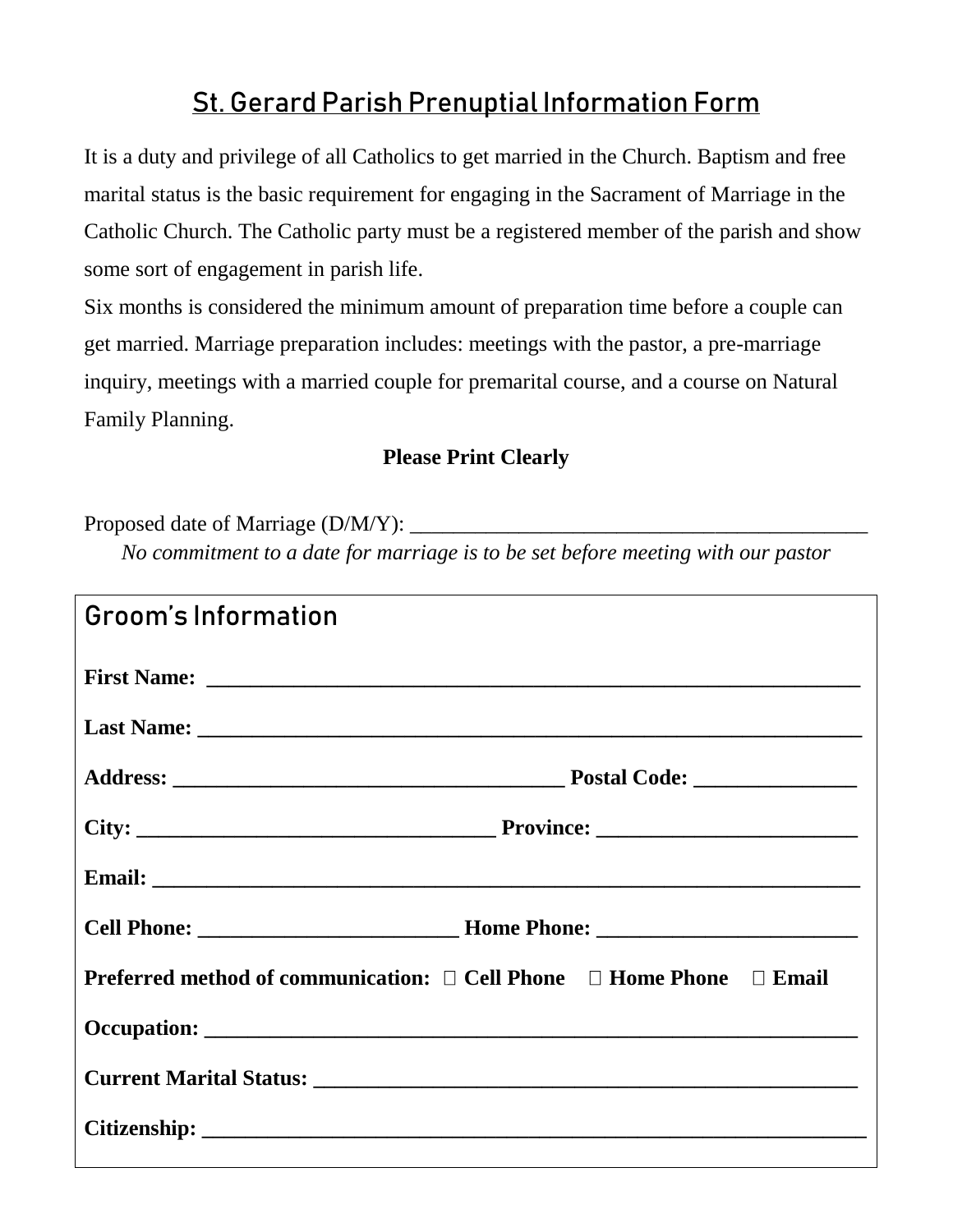# St. Gerard Parish Prenuptial Information Form

It is a duty and privilege of all Catholics to get married in the Church. Baptism and free marital status is the basic requirement for engaging in the Sacrament of Marriage in the Catholic Church. The Catholic party must be a registered member of the parish and show some sort of engagement in parish life.

Six months is considered the minimum amount of preparation time before a couple can get married. Marriage preparation includes: meetings with the pastor, a pre-marriage inquiry, meetings with a married couple for premarital course, and a course on Natural Family Planning.

**Please Print Clearly**

Proposed date of Marriage (D/M/Y): ____________________________________________

*No commitment to a date for marriage is to be set before meeting with our pastor*

## Groom's Information

**First Name:** ______________________________________________________________

**Last Name:** ______________________________________________________________

**Address:** ____________________________________ **Postal Code:** _______________

**City:** _________________________________ **Province:** ________________________

**Email:** __________________________________________________________________

**Cell Phone:** ________________________ **Home Phone:** ________________________

**Preferred method of communication:** ☐ **Cell Phone** ☐ **Home Phone** ☐ **Email**

**Occupation:** ______________________________________________________________

**Current Marital Status:** _____________________________________________________

**Citizenship:** ______________________________________________________________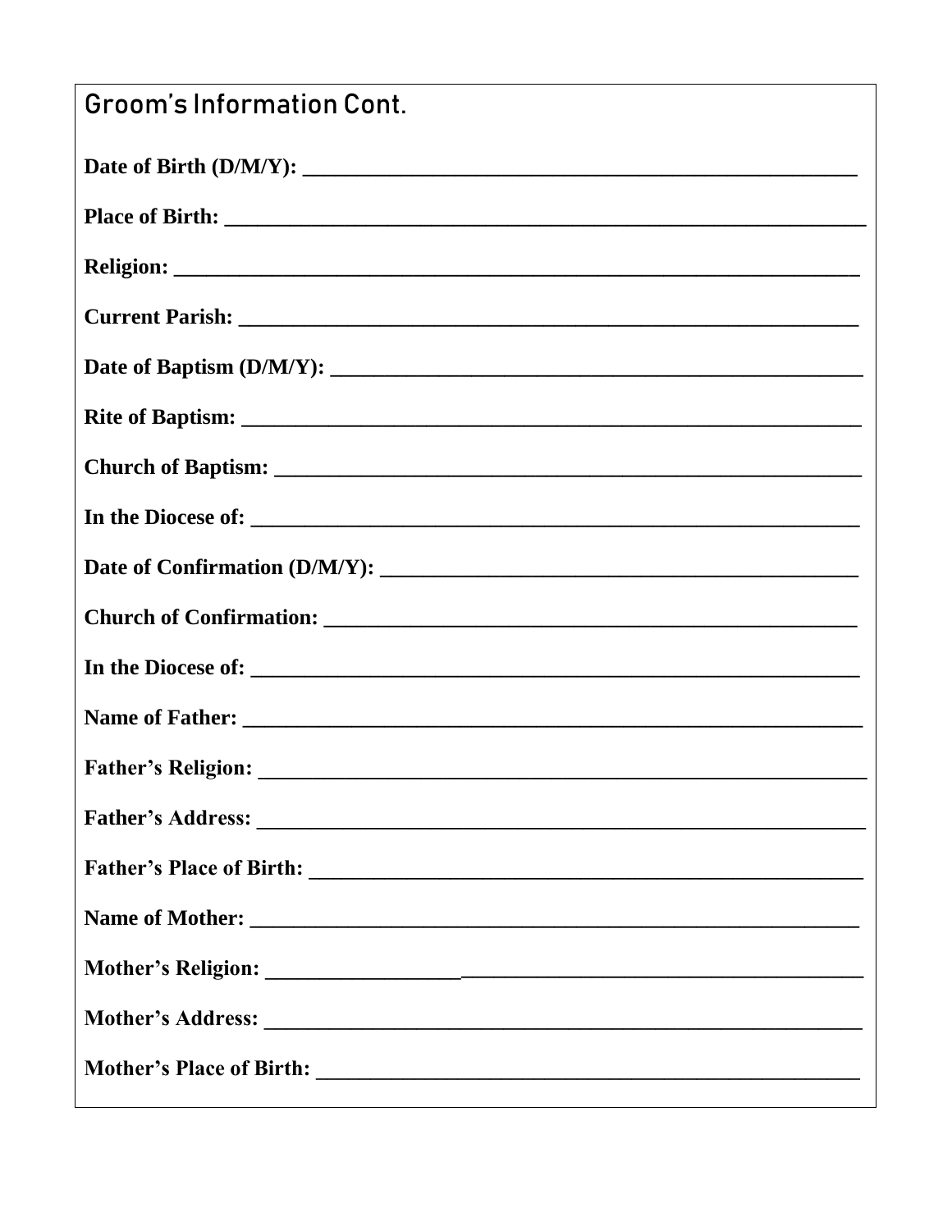## Groom's Information Cont.

**Date of Birth (D/M/Y):** ____________________________________________________

**Place of Birth:** ____________________________________________________________

**Religion:** _________________________________________________________________

**Current Parish:** ____________________________________________________________

**Date of Baptism (D/M/Y):** ___________________________________________________

**Rite of Baptism:** ___________________________________________________________

**Church of Baptism:** _________________________________________________________

**In the Diocese of:** _________________________________________________________

**Date of Confirmation (D/M/Y):** _______________________________________________

**Church of Confirmation:** _____________________________________________________

**In the Diocese of:** _________________________________________________________

**Name of Father:** ___________________________________________________________

**Father's Religion:** __________________________________________________________

**Father's Address:** __________________________________________________________

**Father's Place of Birth:** ______________________________________________________

**Name of Mother:** ___________________________________________________________

**Mother's Religion:** _________________________________________________________

**Mother's Address:** _________________________________________________________

**Mother's Place of Birth:** _____________________________________________________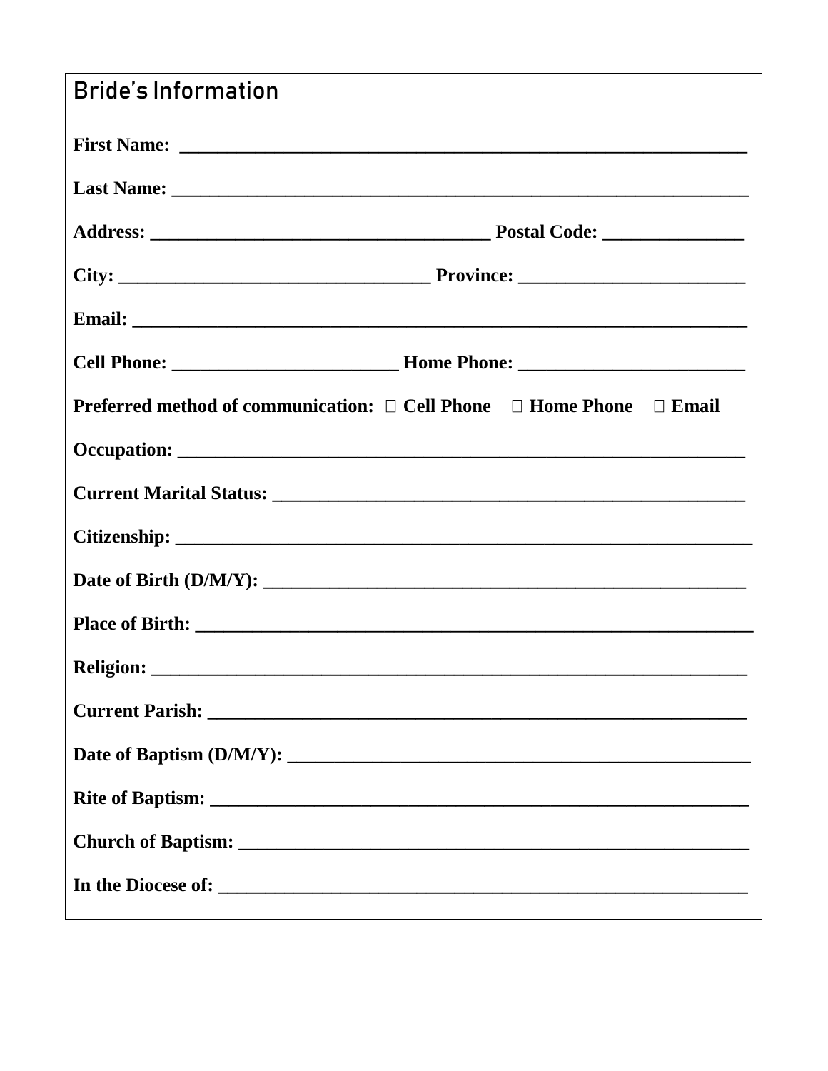## Bride's Information

**First Name:** ___________________________________________________________

**Last Name:** ___________________________________________________________

**Address:** ____________________________________ **Postal Code:** _______________

**City:** _________________________________ **Province:** ________________________

**Email:** _______________________________________________________________

**Cell Phone:** ________________________ **Home Phone:** ________________________

**Preferred method of communication:** ☐ **Cell Phone** ☐ **Home Phone** ☐ **Email**

**Occupation:** ___________________________________________________________

**Current Marital Status:** __________________________________________________

**Citizenship:** ___________________________________________________________

**Date of Birth (D/M/Y):** ___________________________________________________

**Place of Birth:** ________________________________________________________

**Religion:** _____________________________________________________________

**Current Parish:** ________________________________________________________

**Date of Baptism (D/M/Y):** ________________________________________________

**Rite of Baptism:** _______________________________________________________

**Church of Baptism:** _____________________________________________________

**In the Diocese of:** ______________________________________________________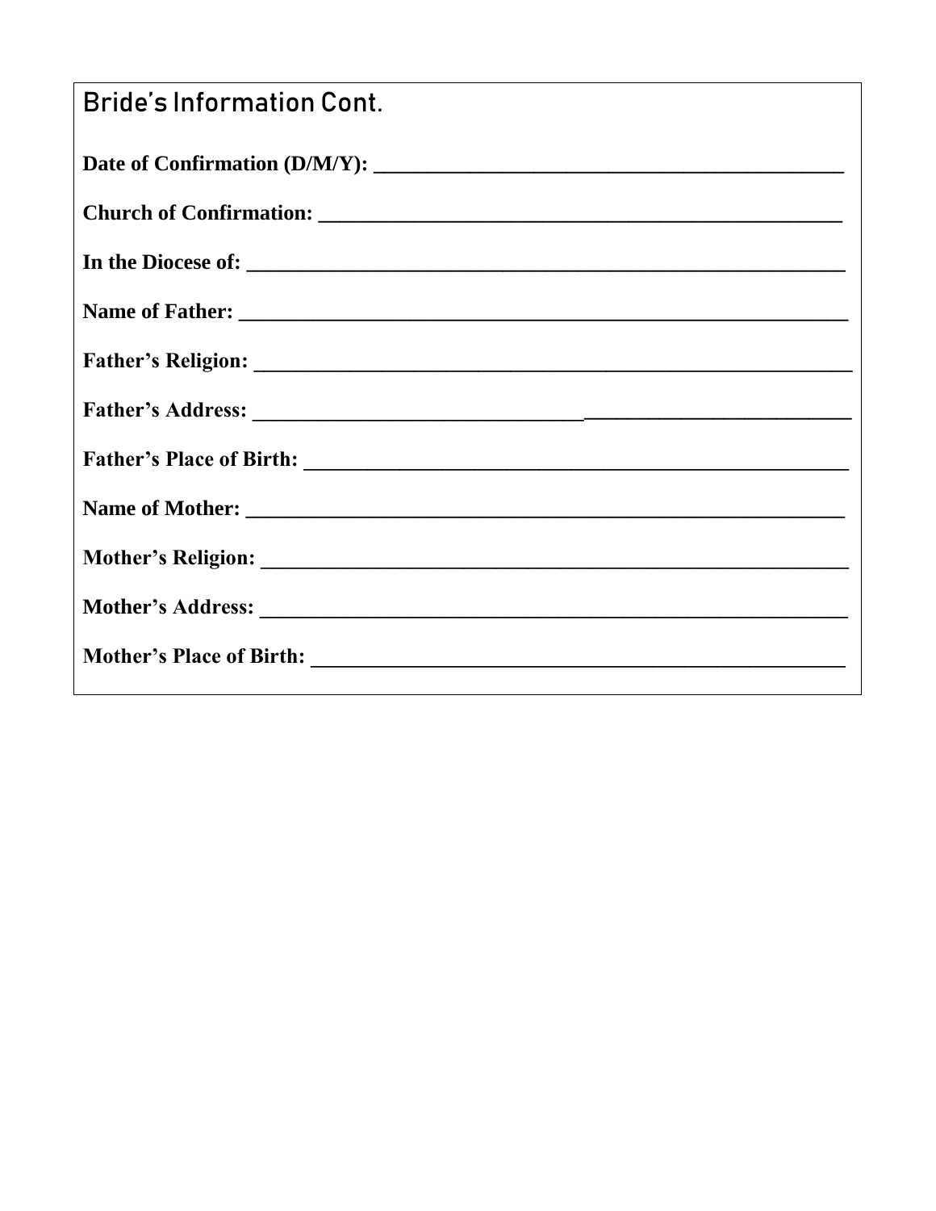## Bride's Information Cont.

**Date of Confirmation (D/M/Y): ____________________________________________**

**Church of Confirmation: ________________________________________________**

**In the Diocese of: ______________________________________________________**

**Name of Father: _______________________________________________________**

**Father's Religion: _____________________________________________________**

**Father's Address: ______________________________________________________**

**Father's Place of Birth: _________________________________________________**

**Name of Mother: _______________________________________________________**

**Mother's Religion: _____________________________________________________**

**Mother's Address: _____________________________________________________**

**Mother's Place of Birth: ________________________________________________**